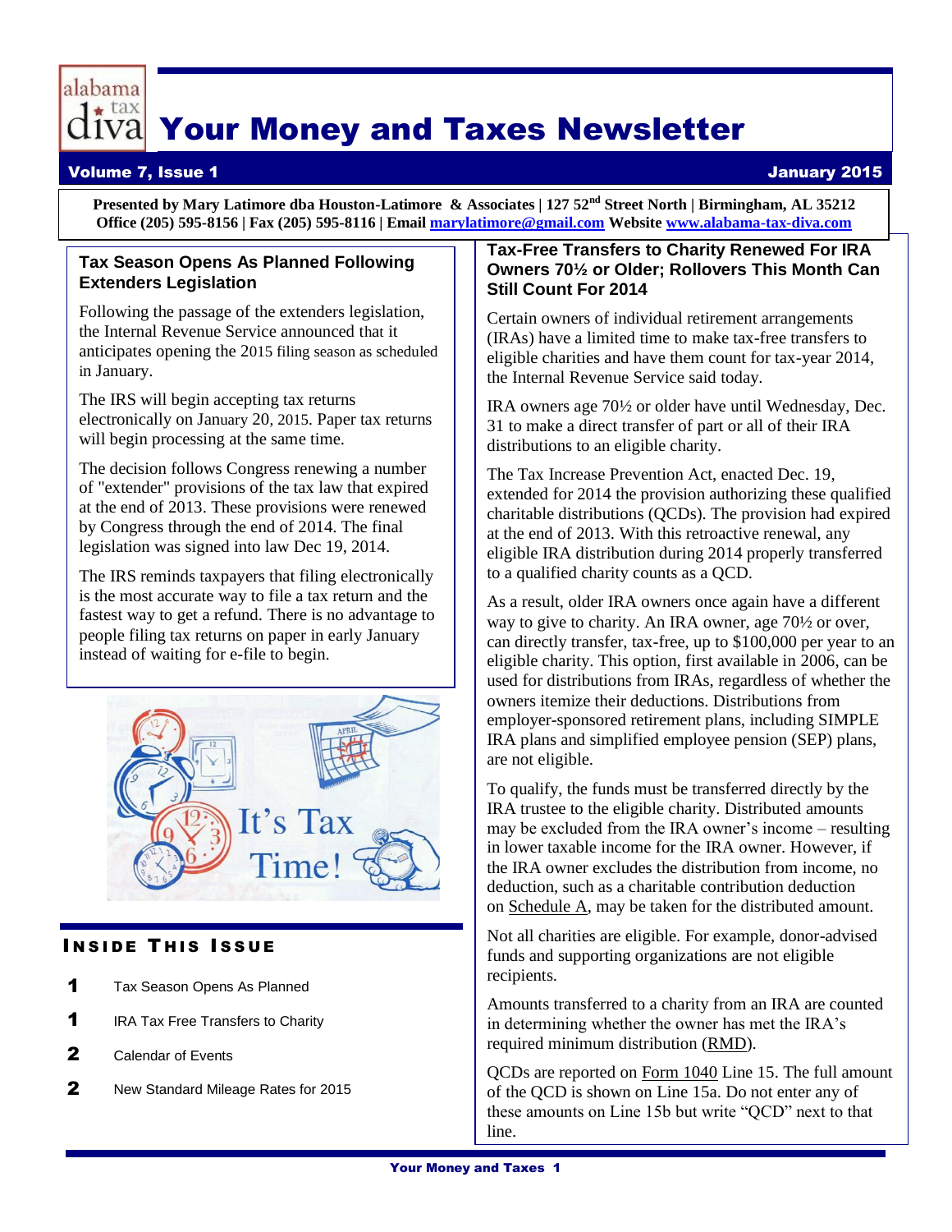# Your Money and Taxes Newsletter

**Volume 7, Issue 1** — **January 2015**

**Presented by Mary Latimore dba Houston-Latimore & Associates | 127 52nd Street North | Birmingham, AL 35212**
**Office (205) 595-8156 | Fax (205) 595-8116 | Email [marylatimore@gmail.com](mailto:marylatimore@gmail.com) Website [www.alabama-tax-diva.com](http://www.alabama-tax-diva.com)**

## Tax Season Opens As Planned Following Extenders Legislation

Following the passage of the extenders legislation, the Internal Revenue Service announced that it anticipates opening the 2015 filing season as scheduled in January.

The IRS will begin accepting tax returns electronically on January 20, 2015. Paper tax returns will begin processing at the same time.

The decision follows Congress renewing a number of "extender" provisions of the tax law that expired at the end of 2013. These provisions were renewed by Congress through the end of 2014. The final legislation was signed into law Dec 19, 2014.

The IRS reminds taxpayers that filing electronically is the most accurate way to file a tax return and the fastest way to get a refund. There is no advantage to people filing tax returns on paper in early January instead of waiting for e-file to begin.

### Inside This Issue

| | |
|---|---|
| 1 | Tax Season Opens As Planned |
| 1 | IRA Tax Free Transfers to Charity |
| 2 | Calendar of Events |
| 2 | New Standard Mileage Rates for 2015 |

## Tax-Free Transfers to Charity Renewed For IRA Owners 70½ or Older; Rollovers This Month Can Still Count For 2014

Certain owners of individual retirement arrangements (IRAs) have a limited time to make tax-free transfers to eligible charities and have them count for tax-year 2014, the Internal Revenue Service said today.

IRA owners age 70½ or older have until Wednesday, Dec. 31 to make a direct transfer of part or all of their IRA distributions to an eligible charity.

The Tax Increase Prevention Act, enacted Dec. 19, extended for 2014 the provision authorizing these qualified charitable distributions (QCDs). The provision had expired at the end of 2013. With this retroactive renewal, any eligible IRA distribution during 2014 properly transferred to a qualified charity counts as a QCD.

As a result, older IRA owners once again have a different way to give to charity. An IRA owner, age 70½ or over, can directly transfer, tax-free, up to $100,000 per year to an eligible charity. This option, first available in 2006, can be used for distributions from IRAs, regardless of whether the owners itemize their deductions. Distributions from employer-sponsored retirement plans, including SIMPLE IRA plans and simplified employee pension (SEP) plans, are not eligible.

To qualify, the funds must be transferred directly by the IRA trustee to the eligible charity. Distributed amounts may be excluded from the IRA owner's income – resulting in lower taxable income for the IRA owner. However, if the IRA owner excludes the distribution from income, no deduction, such as a charitable contribution deduction on Schedule A, may be taken for the distributed amount.

Not all charities are eligible. For example, donor-advised funds and supporting organizations are not eligible recipients.

Amounts transferred to a charity from an IRA are counted in determining whether the owner has met the IRA's required minimum distribution (RMD).

QCDs are reported on Form 1040 Line 15. The full amount of the QCD is shown on Line 15a. Do not enter any of these amounts on Line 15b but write "QCD" next to that line.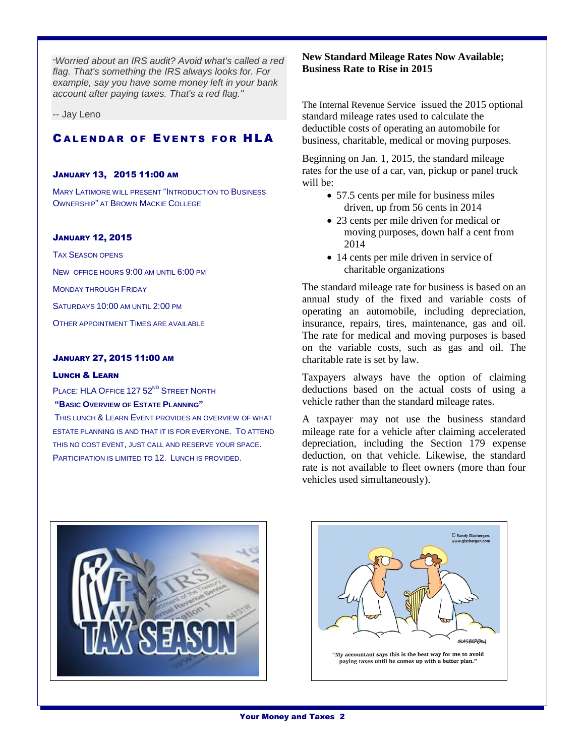*"Worried about an IRS audit? Avoid what's called a red flag. That's something the IRS always looks for. For example, say you have some money left in your bank account after paying taxes. That's a red flag."*

-- Jay Leno

## Calendar of Events for HLA

### January 13, 2015 11:00 AM

Mary Latimore will present "Introduction to Business Ownership" at Brown Mackie College

### January 12, 2015

Tax Season opens

New office hours 9:00 AM until 6:00 PM

Monday through Friday

Saturdays 10:00 AM until 2:00 PM

Other appointment Times are available

### January 27, 2015 11:00 AM

**Lunch & Learn**

Place: HLA Office 127 52[ND] Street North

**"Basic Overview of Estate Planning"**

This Lunch & Learn event provides an overview of what estate planning is and that it is for everyone. To attend this no cost event, just call and reserve your space. Participation is limited to 12. Lunch is provided.

## New Standard Mileage Rates Now Available; Business Rate to Rise in 2015

The Internal Revenue Service issued the 2015 optional standard mileage rates used to calculate the deductible costs of operating an automobile for business, charitable, medical or moving purposes.

Beginning on Jan. 1, 2015, the standard mileage rates for the use of a car, van, pickup or panel truck will be:

- 57.5 cents per mile for business miles driven, up from 56 cents in 2014
- 23 cents per mile driven for medical or moving purposes, down half a cent from 2014
- 14 cents per mile driven in service of charitable organizations

The standard mileage rate for business is based on an annual study of the fixed and variable costs of operating an automobile, including depreciation, insurance, repairs, tires, maintenance, gas and oil. The rate for medical and moving purposes is based on the variable costs, such as gas and oil. The charitable rate is set by law.

Taxpayers always have the option of claiming deductions based on the actual costs of using a vehicle rather than the standard mileage rates.

A taxpayer may not use the business standard mileage rate for a vehicle after claiming accelerated depreciation, including the Section 179 expense deduction, on that vehicle. Likewise, the standard rate is not available to fleet owners (more than four vehicles used simultaneously).

"My accountant says this is the best way for me to avoid paying taxes until he comes up with a better plan."